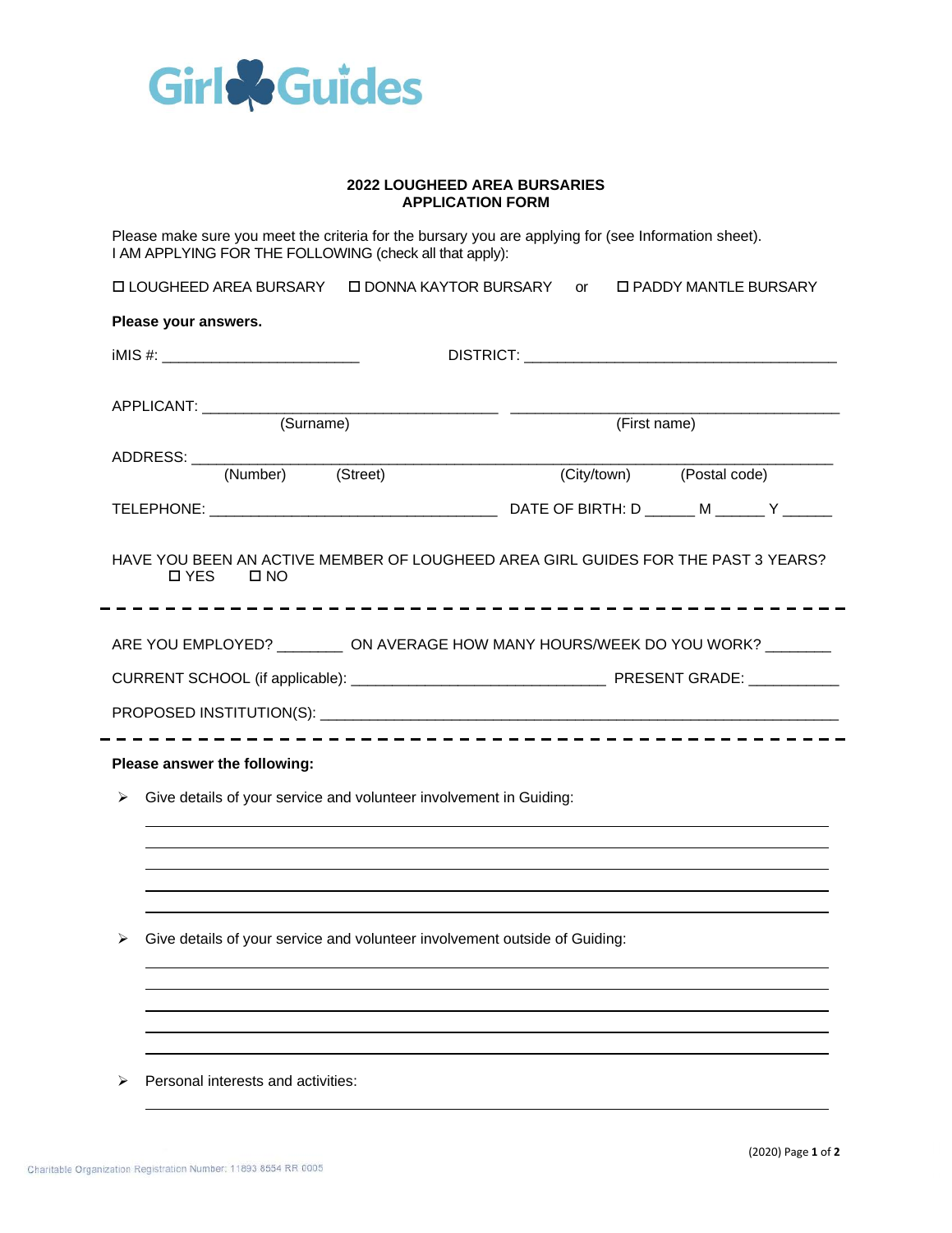Girl Guides

**2022 LOUGHEED AREA BURSARIES**
**APPLICATION FORM**

Please make sure you meet the criteria for the bursary you are applying for (see Information sheet).
I AM APPLYING FOR THE FOLLOWING (check all that apply):

☐ LOUGHEED AREA BURSARY ☐ DONNA KAYTOR BURSARY or ☐ PADDY MANTLE BURSARY

**Please your answers.**

iMIS #: ________________________ DISTRICT: ______________________________________

APPLICANT: ____________________________________ __________________________________________
(Surname) (First name)

ADDRESS: ________________________________________________________________________________
(Number) (Street) (City/town) (Postal code)

TELEPHONE: ___________________________________ DATE OF BIRTH: D ______ M ______ Y ______

HAVE YOU BEEN AN ACTIVE MEMBER OF LOUGHEED AREA GIRL GUIDES FOR THE PAST 3 YEARS?
☐ YES ☐ NO

---

ARE YOU EMPLOYED? ________ ON AVERAGE HOW MANY HOURS/WEEK DO YOU WORK? ________

CURRENT SCHOOL (if applicable): _______________________________ PRESENT GRADE: ___________

PROPOSED INSTITUTION(S): _________________________________________________________________

---

**Please answer the following:**

- Give details of your service and volunteer involvement in Guiding:

_____________________________________________________________________________
_____________________________________________________________________________
_____________________________________________________________________________
_____________________________________________________________________________
_____________________________________________________________________________

- Give details of your service and volunteer involvement outside of Guiding:

_____________________________________________________________________________
_____________________________________________________________________________
_____________________________________________________________________________
_____________________________________________________________________________
_____________________________________________________________________________

- Personal interests and activities:

_____________________________________________________________________________

Charitable Organization Registration Number: 11893 8554 RR 0005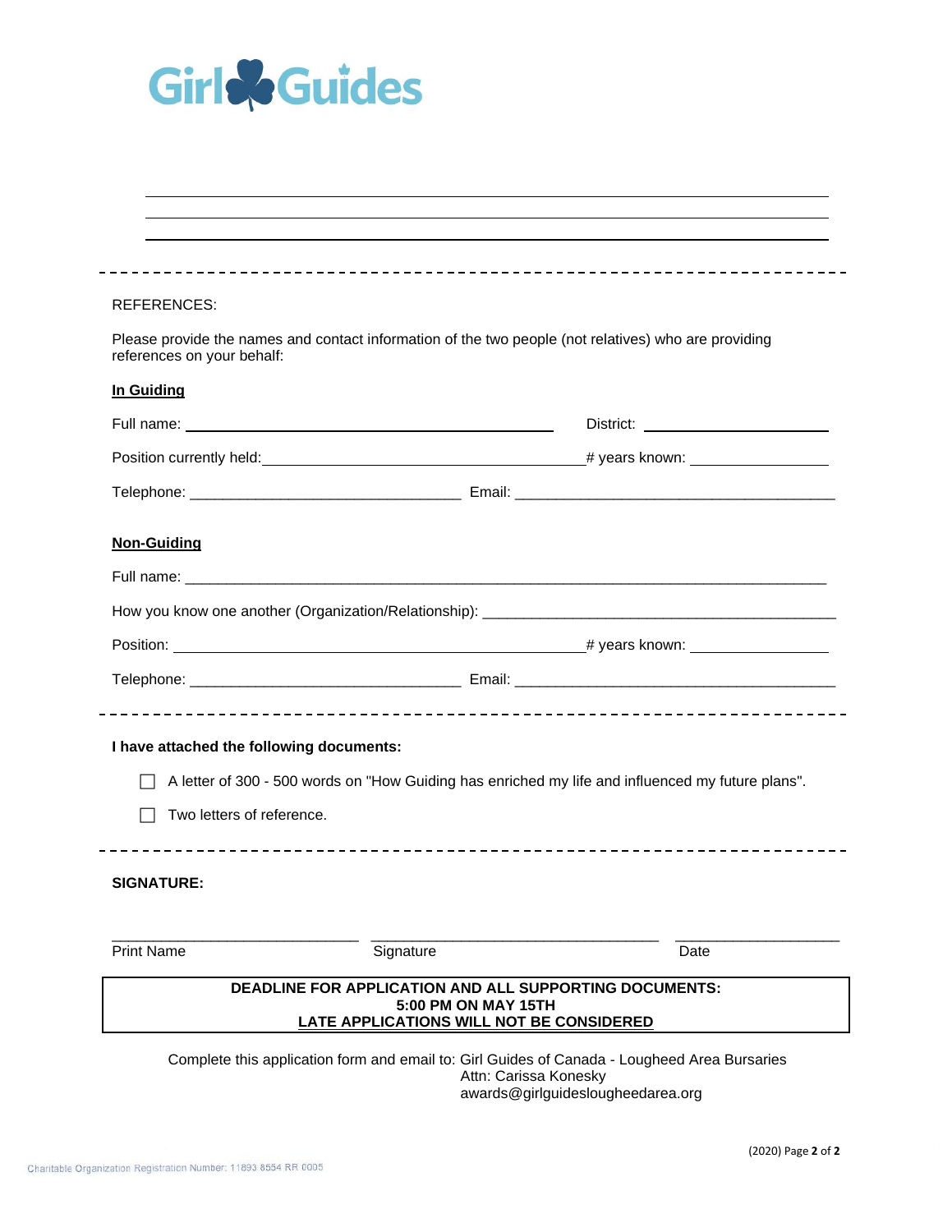Girl Guides

---

REFERENCES:

Please provide the names and contact information of the two people (not relatives) who are providing references on your behalf:

**In Guiding**

Full name: ______________________________________________ District: ______________________

Position currently held: ________________________________________ # years known: ________________

Telephone: _________________________________ Email: ________________________________________

**Non-Guiding**

Full name: ________________________________________________________________________________

How you know one another (Organization/Relationship): ____________________________________________

Position: ___________________________________________________ # years known: ________________

Telephone: _________________________________ Email: ________________________________________

---

**I have attached the following documents:**

- ☐ A letter of 300 - 500 words on "How Guiding has enriched my life and influenced my future plans".
- ☐ Two letters of reference.

---

**SIGNATURE:**

______________________________ ___________________________________ ____________________

Print Name Signature Date

**DEADLINE FOR APPLICATION AND ALL SUPPORTING DOCUMENTS:**
**5:00 PM ON MAY 15TH**
**LATE APPLICATIONS WILL NOT BE CONSIDERED**

Complete this application form and email to: Girl Guides of Canada - Lougheed Area Bursaries
Attn: Carissa Konesky
awards@girlguideslougheedarea.org

Charitable Organization Registration Number: 11893 8554 RR 0005